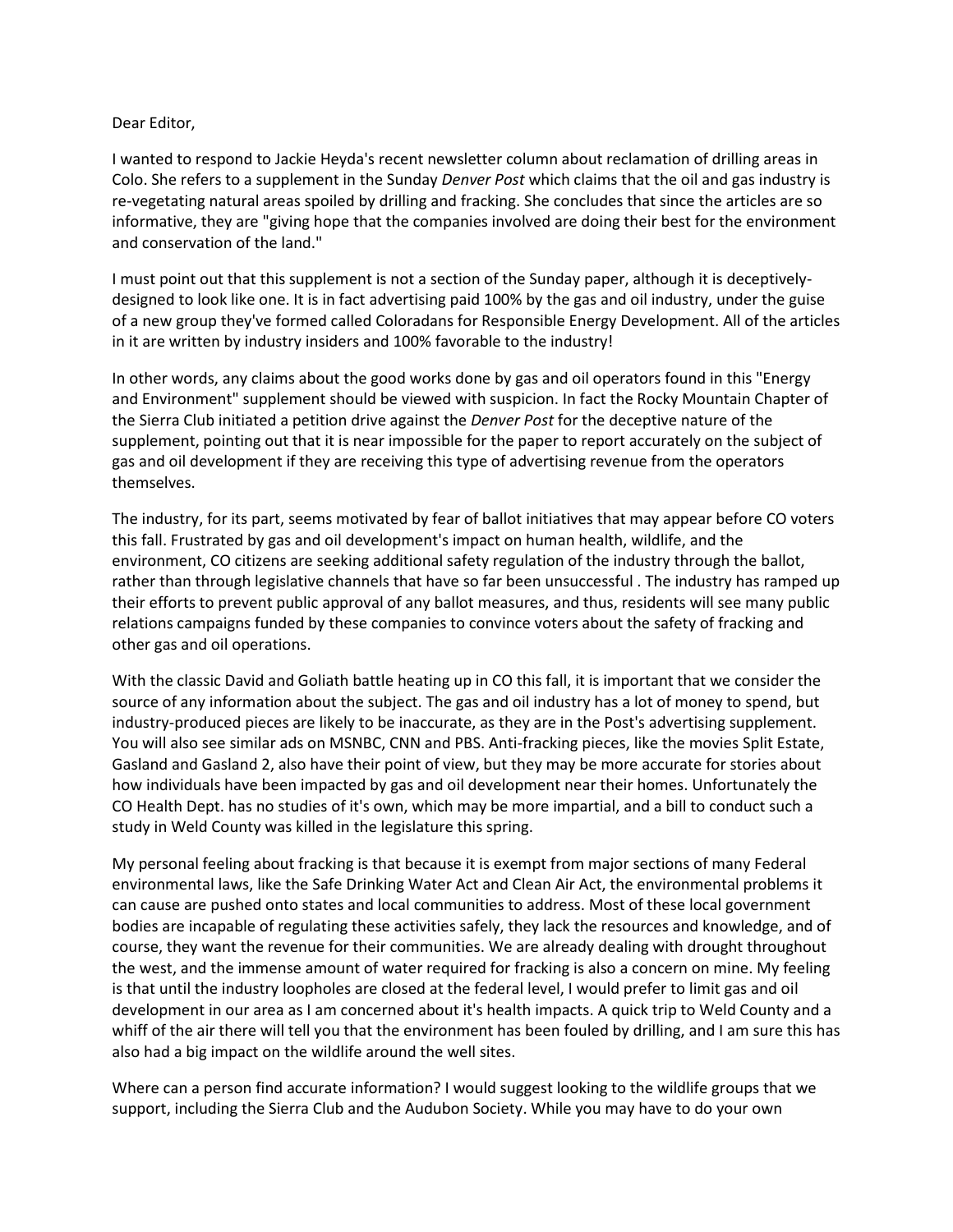Dear Editor,

I wanted to respond to Jackie Heyda's recent newsletter column about reclamation of drilling areas in Colo. She refers to a supplement in the Sunday *Denver Post* which claims that the oil and gas industry is re-vegetating natural areas spoiled by drilling and fracking. She concludes that since the articles are so informative, they are "giving hope that the companies involved are doing their best for the environment and conservation of the land."

I must point out that this supplement is not a section of the Sunday paper, although it is deceptively-designed to look like one. It is in fact advertising paid 100% by the gas and oil industry, under the guise of a new group they've formed called Coloradans for Responsible Energy Development. All of the articles in it are written by industry insiders and 100% favorable to the industry!

In other words, any claims about the good works done by gas and oil operators found in this "Energy and Environment" supplement should be viewed with suspicion. In fact the Rocky Mountain Chapter of the Sierra Club initiated a petition drive against the *Denver Post* for the deceptive nature of the supplement, pointing out that it is near impossible for the paper to report accurately on the subject of gas and oil development if they are receiving this type of advertising revenue from the operators themselves.

The industry, for its part, seems motivated by fear of ballot initiatives that may appear before CO voters this fall. Frustrated by gas and oil development's impact on human health, wildlife, and the environment, CO citizens are seeking additional safety regulation of the industry through the ballot, rather than through legislative channels that have so far been unsuccessful . The industry has ramped up their efforts to prevent public approval of any ballot measures, and thus, residents will see many public relations campaigns funded by these companies to convince voters about the safety of fracking and other gas and oil operations.

With the classic David and Goliath battle heating up in CO this fall, it is important that we consider the source of any information about the subject. The gas and oil industry has a lot of money to spend, but industry-produced pieces are likely to be inaccurate, as they are in the Post's advertising supplement. You will also see similar ads on MSNBC, CNN and PBS. Anti-fracking pieces, like the movies Split Estate, Gasland and Gasland 2, also have their point of view, but they may be more accurate for stories about how individuals have been impacted by gas and oil development near their homes. Unfortunately the CO Health Dept. has no studies of it's own, which may be more impartial, and a bill to conduct such a study in Weld County was killed in the legislature this spring.

My personal feeling about fracking is that because it is exempt from major sections of many Federal environmental laws, like the Safe Drinking Water Act and Clean Air Act, the environmental problems it can cause are pushed onto states and local communities to address. Most of these local government bodies are incapable of regulating these activities safely, they lack the resources and knowledge, and of course, they want the revenue for their communities. We are already dealing with drought throughout the west, and the immense amount of water required for fracking is also a concern on mine. My feeling is that until the industry loopholes are closed at the federal level, I would prefer to limit gas and oil development in our area as I am concerned about it's health impacts. A quick trip to Weld County and a whiff of the air there will tell you that the environment has been fouled by drilling, and I am sure this has also had a big impact on the wildlife around the well sites.

Where can a person find accurate information? I would suggest looking to the wildlife groups that we support, including the Sierra Club and the Audubon Society. While you may have to do your own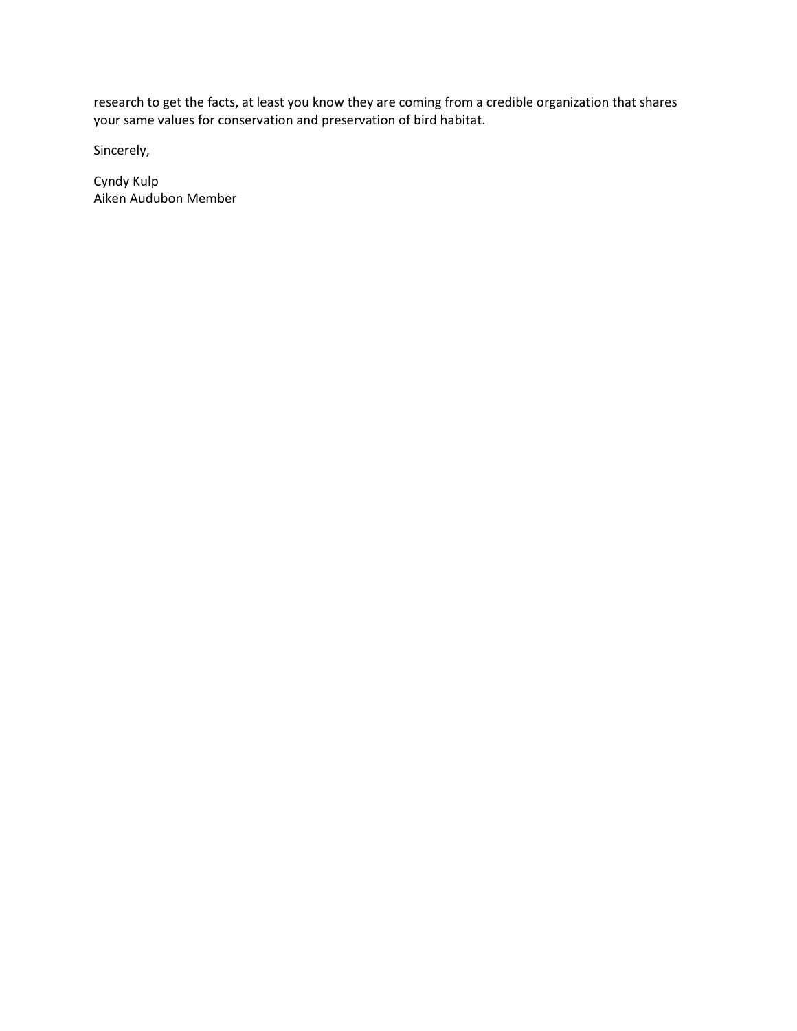research to get the facts, at least you know they are coming from a credible organization that shares your same values for conservation and preservation of bird habitat.

Sincerely,

Cyndy Kulp
Aiken Audubon Member